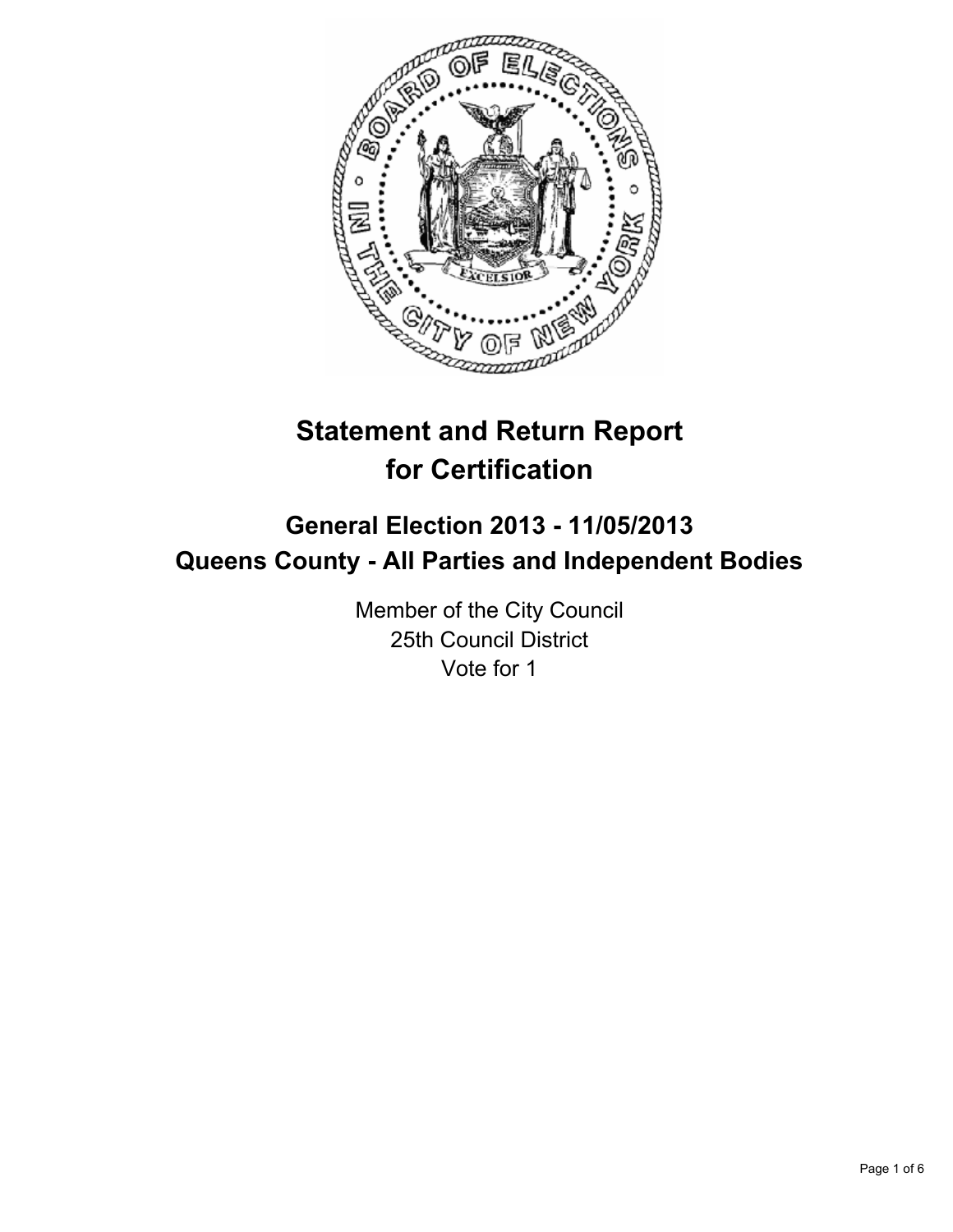# Statement and Return Report for Certification

## General Election 2013 - 11/05/2013
## Queens County - All Parties and Independent Bodies

Member of the City Council
25th Council District
Vote for 1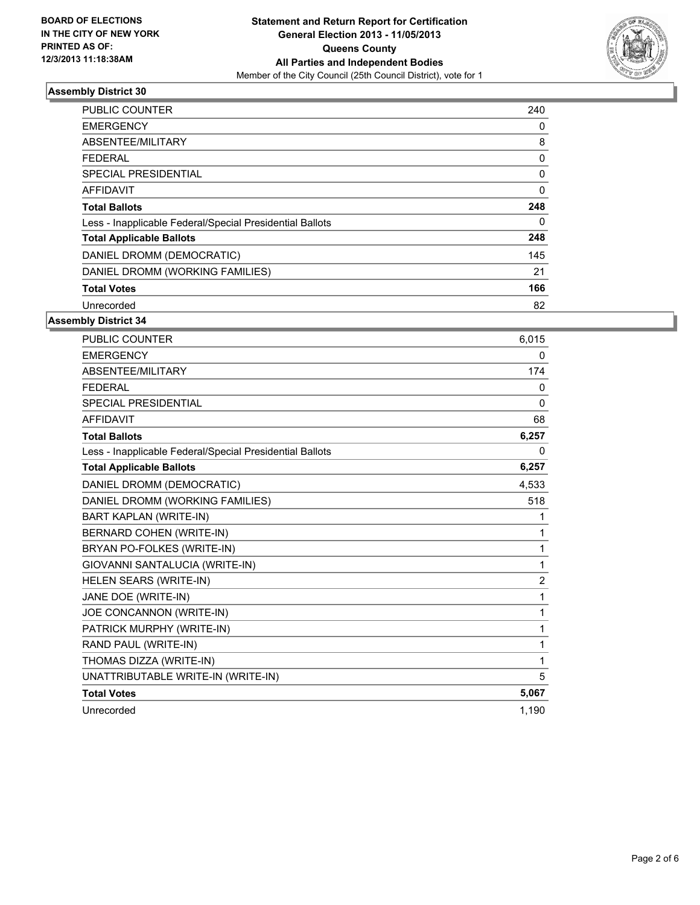**BOARD OF ELECTIONS IN THE CITY OF NEW YORK PRINTED AS OF: 12/3/2013 11:18:38AM**

**Statement and Return Report for Certification General Election 2013 - 11/05/2013 Queens County All Parties and Independent Bodies**

Member of the City Council (25th Council District), vote for 1

## Assembly District 30

| | |
|---|---|
| PUBLIC COUNTER | 240 |
| EMERGENCY | 0 |
| ABSENTEE/MILITARY | 8 |
| FEDERAL | 0 |
| SPECIAL PRESIDENTIAL | 0 |
| AFFIDAVIT | 0 |
| **Total Ballots** | **248** |
| Less - Inapplicable Federal/Special Presidential Ballots | 0 |
| **Total Applicable Ballots** | **248** |
| DANIEL DROMM (DEMOCRATIC) | 145 |
| DANIEL DROMM (WORKING FAMILIES) | 21 |
| **Total Votes** | **166** |
| Unrecorded | 82 |

## Assembly District 34

| | |
|---|---|
| PUBLIC COUNTER | 6,015 |
| EMERGENCY | 0 |
| ABSENTEE/MILITARY | 174 |
| FEDERAL | 0 |
| SPECIAL PRESIDENTIAL | 0 |
| AFFIDAVIT | 68 |
| **Total Ballots** | **6,257** |
| Less - Inapplicable Federal/Special Presidential Ballots | 0 |
| **Total Applicable Ballots** | **6,257** |
| DANIEL DROMM (DEMOCRATIC) | 4,533 |
| DANIEL DROMM (WORKING FAMILIES) | 518 |
| BART KAPLAN (WRITE-IN) | 1 |
| BERNARD COHEN (WRITE-IN) | 1 |
| BRYAN PO-FOLKES (WRITE-IN) | 1 |
| GIOVANNI SANTALUCIA (WRITE-IN) | 1 |
| HELEN SEARS (WRITE-IN) | 2 |
| JANE DOE (WRITE-IN) | 1 |
| JOE CONCANNON (WRITE-IN) | 1 |
| PATRICK MURPHY (WRITE-IN) | 1 |
| RAND PAUL (WRITE-IN) | 1 |
| THOMAS DIZZA (WRITE-IN) | 1 |
| UNATTRIBUTABLE WRITE-IN (WRITE-IN) | 5 |
| **Total Votes** | **5,067** |
| Unrecorded | 1,190 |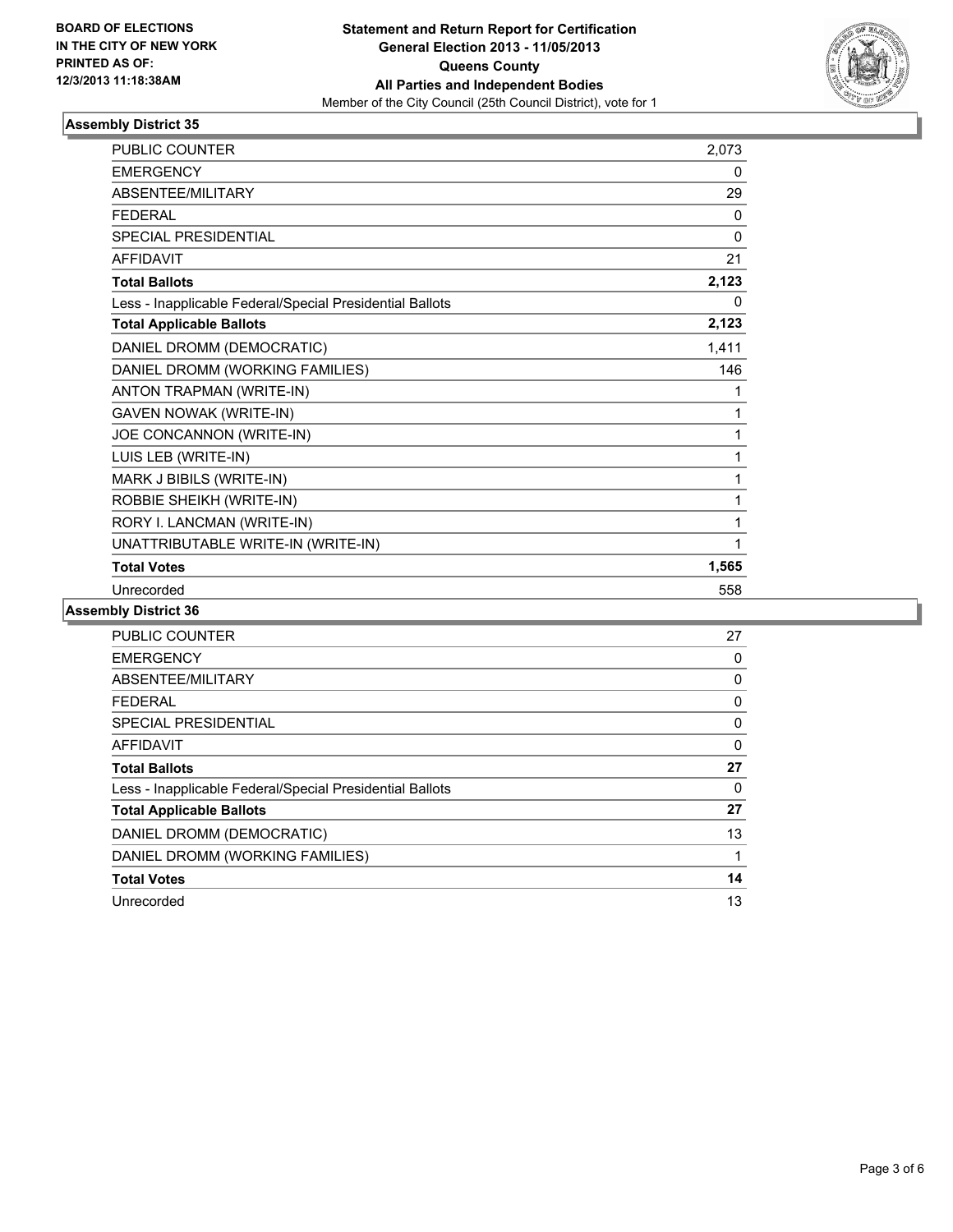**BOARD OF ELECTIONS**
**IN THE CITY OF NEW YORK**
**PRINTED AS OF:**
**12/3/2013 11:18:38AM**

**Statement and Return Report for Certification**
**General Election 2013 - 11/05/2013**
**Queens County**
**All Parties and Independent Bodies**
Member of the City Council (25th Council District), vote for 1

### Assembly District 35

| | |
|---|---|
| PUBLIC COUNTER | 2,073 |
| EMERGENCY | 0 |
| ABSENTEE/MILITARY | 29 |
| FEDERAL | 0 |
| SPECIAL PRESIDENTIAL | 0 |
| AFFIDAVIT | 21 |
| **Total Ballots** | **2,123** |
| Less - Inapplicable Federal/Special Presidential Ballots | 0 |
| **Total Applicable Ballots** | **2,123** |
| DANIEL DROMM (DEMOCRATIC) | 1,411 |
| DANIEL DROMM (WORKING FAMILIES) | 146 |
| ANTON TRAPMAN (WRITE-IN) | 1 |
| GAVEN NOWAK (WRITE-IN) | 1 |
| JOE CONCANNON (WRITE-IN) | 1 |
| LUIS LEB (WRITE-IN) | 1 |
| MARK J BIBILS (WRITE-IN) | 1 |
| ROBBIE SHEIKH (WRITE-IN) | 1 |
| RORY I. LANCMAN (WRITE-IN) | 1 |
| UNATTRIBUTABLE WRITE-IN (WRITE-IN) | 1 |
| **Total Votes** | **1,565** |
| Unrecorded | 558 |

### Assembly District 36

| | |
|---|---|
| PUBLIC COUNTER | 27 |
| EMERGENCY | 0 |
| ABSENTEE/MILITARY | 0 |
| FEDERAL | 0 |
| SPECIAL PRESIDENTIAL | 0 |
| AFFIDAVIT | 0 |
| **Total Ballots** | **27** |
| Less - Inapplicable Federal/Special Presidential Ballots | 0 |
| **Total Applicable Ballots** | **27** |
| DANIEL DROMM (DEMOCRATIC) | 13 |
| DANIEL DROMM (WORKING FAMILIES) | 1 |
| **Total Votes** | **14** |
| Unrecorded | 13 |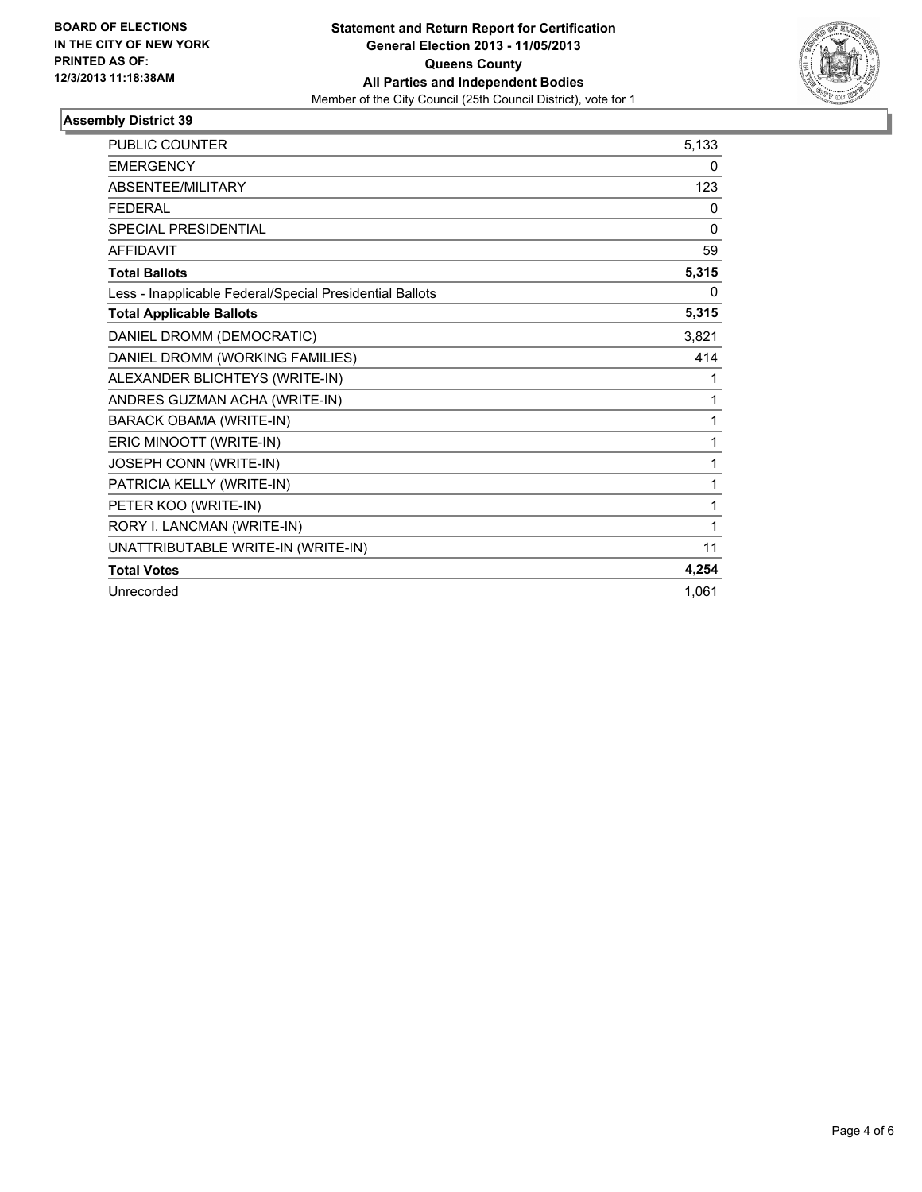**BOARD OF ELECTIONS IN THE CITY OF NEW YORK PRINTED AS OF: 12/3/2013 11:18:38AM**

**Statement and Return Report for Certification**
**General Election 2013 - 11/05/2013**
**Queens County**
**All Parties and Independent Bodies**
Member of the City Council (25th Council District), vote for 1

## Assembly District 39

| | |
|---|---|
| PUBLIC COUNTER | 5,133 |
| EMERGENCY | 0 |
| ABSENTEE/MILITARY | 123 |
| FEDERAL | 0 |
| SPECIAL PRESIDENTIAL | 0 |
| AFFIDAVIT | 59 |
| **Total Ballots** | **5,315** |
| Less - Inapplicable Federal/Special Presidential Ballots | 0 |
| **Total Applicable Ballots** | **5,315** |
| DANIEL DROMM (DEMOCRATIC) | 3,821 |
| DANIEL DROMM (WORKING FAMILIES) | 414 |
| ALEXANDER BLICHTEYS (WRITE-IN) | 1 |
| ANDRES GUZMAN ACHA (WRITE-IN) | 1 |
| BARACK OBAMA (WRITE-IN) | 1 |
| ERIC MINOOTT (WRITE-IN) | 1 |
| JOSEPH CONN (WRITE-IN) | 1 |
| PATRICIA KELLY (WRITE-IN) | 1 |
| PETER KOO (WRITE-IN) | 1 |
| RORY I. LANCMAN (WRITE-IN) | 1 |
| UNATTRIBUTABLE WRITE-IN (WRITE-IN) | 11 |
| **Total Votes** | **4,254** |
| Unrecorded | 1,061 |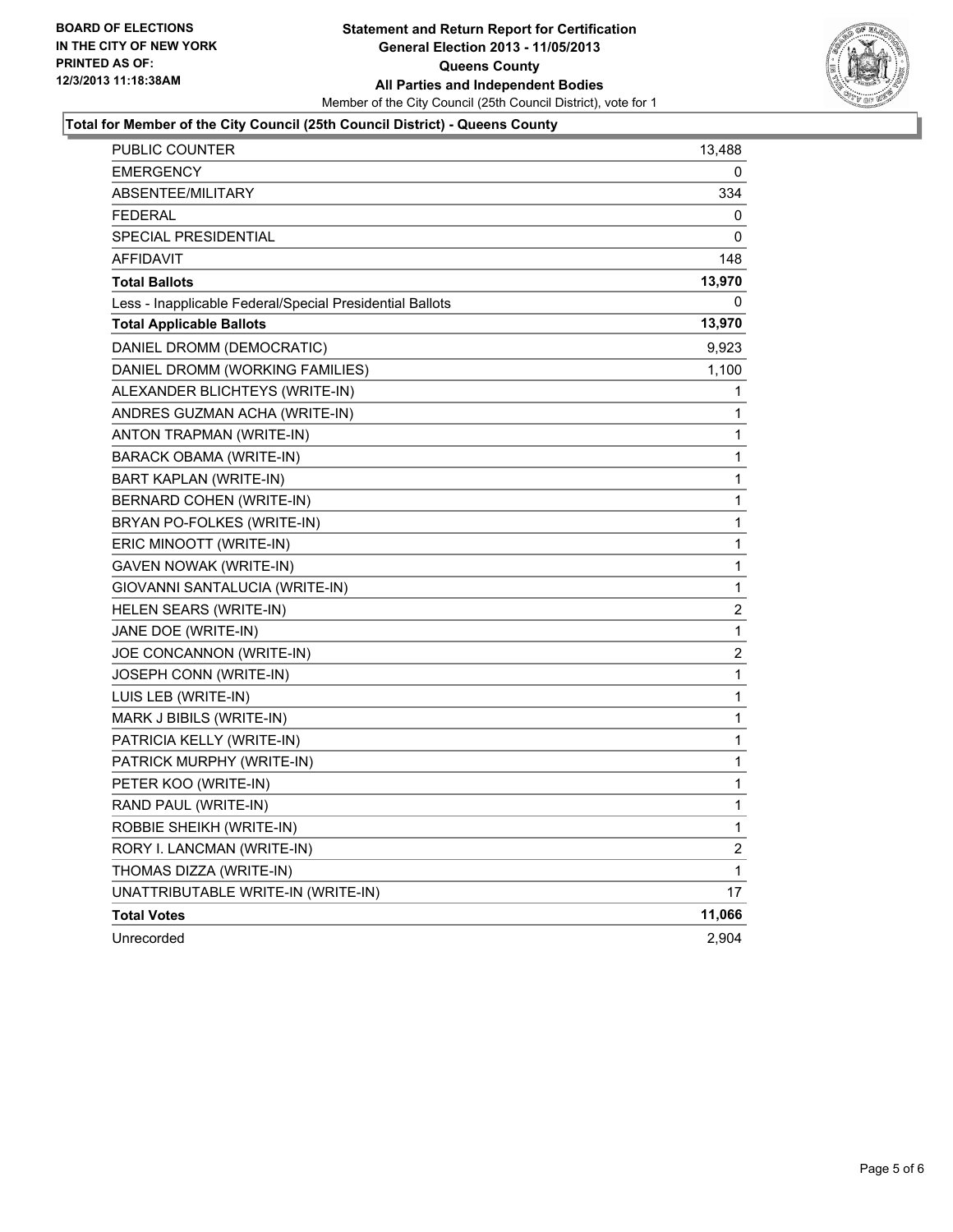BOARD OF ELECTIONS
IN THE CITY OF NEW YORK
PRINTED AS OF:
12/3/2013 11:18:38AM

**Statement and Return Report for Certification**
**General Election 2013 - 11/05/2013**
**Queens County**
**All Parties and Independent Bodies**
Member of the City Council (25th Council District), vote for 1

**Total for Member of the City Council (25th Council District) - Queens County**

| | |
|---|---|
| PUBLIC COUNTER | 13,488 |
| EMERGENCY | 0 |
| ABSENTEE/MILITARY | 334 |
| FEDERAL | 0 |
| SPECIAL PRESIDENTIAL | 0 |
| AFFIDAVIT | 148 |
| **Total Ballots** | **13,970** |
| Less - Inapplicable Federal/Special Presidential Ballots | 0 |
| **Total Applicable Ballots** | **13,970** |
| DANIEL DROMM (DEMOCRATIC) | 9,923 |
| DANIEL DROMM (WORKING FAMILIES) | 1,100 |
| ALEXANDER BLICHTEYS (WRITE-IN) | 1 |
| ANDRES GUZMAN ACHA (WRITE-IN) | 1 |
| ANTON TRAPMAN (WRITE-IN) | 1 |
| BARACK OBAMA (WRITE-IN) | 1 |
| BART KAPLAN (WRITE-IN) | 1 |
| BERNARD COHEN (WRITE-IN) | 1 |
| BRYAN PO-FOLKES (WRITE-IN) | 1 |
| ERIC MINOOTT (WRITE-IN) | 1 |
| GAVEN NOWAK (WRITE-IN) | 1 |
| GIOVANNI SANTALUCIA (WRITE-IN) | 1 |
| HELEN SEARS (WRITE-IN) | 2 |
| JANE DOE (WRITE-IN) | 1 |
| JOE CONCANNON (WRITE-IN) | 2 |
| JOSEPH CONN (WRITE-IN) | 1 |
| LUIS LEB (WRITE-IN) | 1 |
| MARK J BIBILS (WRITE-IN) | 1 |
| PATRICIA KELLY (WRITE-IN) | 1 |
| PATRICK MURPHY (WRITE-IN) | 1 |
| PETER KOO (WRITE-IN) | 1 |
| RAND PAUL (WRITE-IN) | 1 |
| ROBBIE SHEIKH (WRITE-IN) | 1 |
| RORY I. LANCMAN (WRITE-IN) | 2 |
| THOMAS DIZZA (WRITE-IN) | 1 |
| UNATTRIBUTABLE WRITE-IN (WRITE-IN) | 17 |
| **Total Votes** | **11,066** |
| Unrecorded | 2,904 |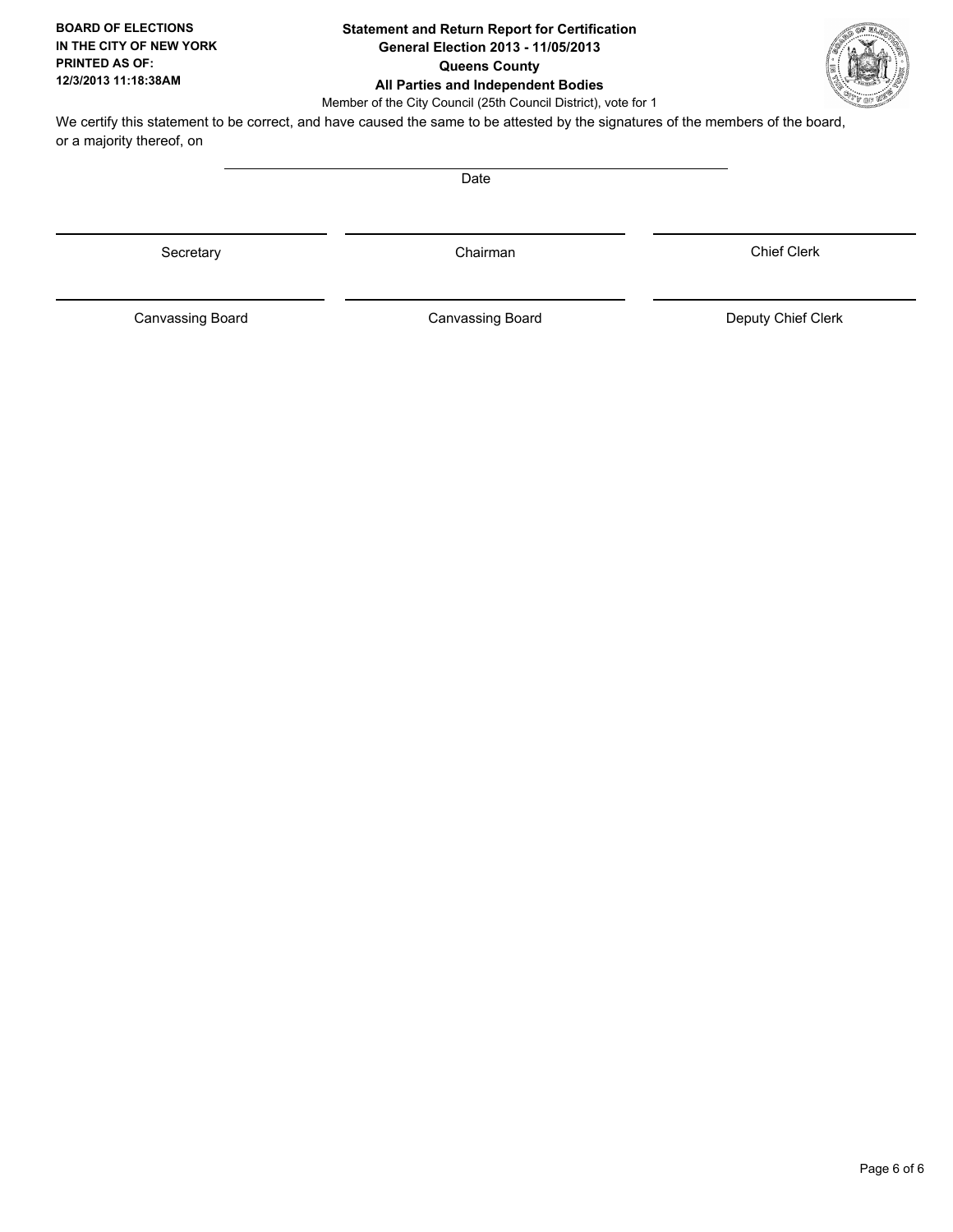We certify this statement to be correct, and have caused the same to be attested by the signatures of the members of the board, or a majority thereof, on

\_\_\_\_\_\_\_\_\_\_\_\_\_\_\_\_\_\_\_\_\_\_\_\_\_\_\_\_\_\_\_\_\_\_\_\_\_\_\_\_

Date

| | | |
|---|---|---|
| Secretary | Chairman | Chief Clerk |
| Canvassing Board | Canvassing Board | Deputy Chief Clerk |